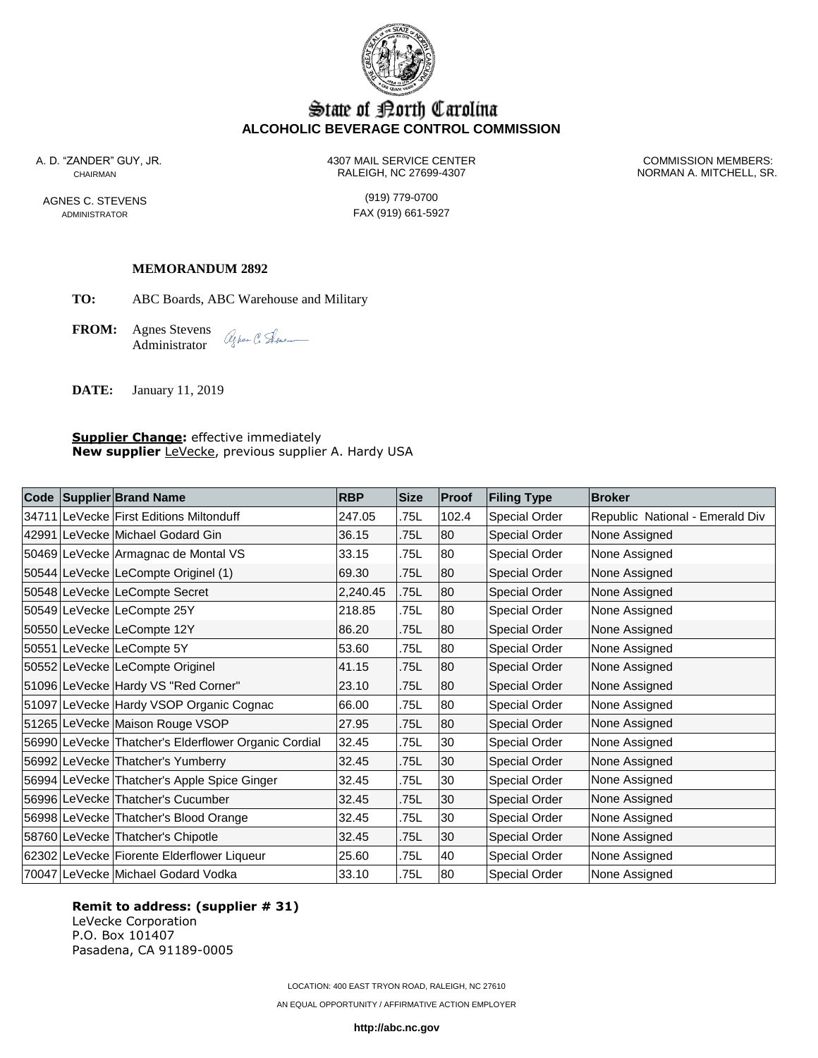# State of North Carolina
## ALCOHOLIC BEVERAGE CONTROL COMMISSION

A. D. "ZANDER" GUY, JR.
CHAIRMAN

AGNES C. STEVENS
ADMINISTRATOR

4307 MAIL SERVICE CENTER
RALEIGH, NC 27699-4307

(919) 779-0700
FAX (919) 661-5927

COMMISSION MEMBERS:
NORMAN A. MITCHELL, SR.

**MEMORANDUM 2892**

**TO:** ABC Boards, ABC Warehouse and Military

**FROM:** Agnes Stevens
Administrator

**DATE:** January 11, 2019

**Supplier Change:** effective immediately
**New supplier** LeVecke, previous supplier A. Hardy USA

| Code | Supplier | Brand Name | RBP | Size | Proof | Filing Type | Broker |
|---|---|---|---|---|---|---|---|
| 34711 | LeVecke | First Editions Miltonduff | 247.05 | .75L | 102.4 | Special Order | Republic National - Emerald Div |
| 42991 | LeVecke | Michael Godard Gin | 36.15 | .75L | 80 | Special Order | None Assigned |
| 50469 | LeVecke | Armagnac de Montal VS | 33.15 | .75L | 80 | Special Order | None Assigned |
| 50544 | LeVecke | LeCompte Originel (1) | 69.30 | .75L | 80 | Special Order | None Assigned |
| 50548 | LeVecke | LeCompte Secret | 2,240.45 | .75L | 80 | Special Order | None Assigned |
| 50549 | LeVecke | LeCompte 25Y | 218.85 | .75L | 80 | Special Order | None Assigned |
| 50550 | LeVecke | LeCompte 12Y | 86.20 | .75L | 80 | Special Order | None Assigned |
| 50551 | LeVecke | LeCompte 5Y | 53.60 | .75L | 80 | Special Order | None Assigned |
| 50552 | LeVecke | LeCompte Originel | 41.15 | .75L | 80 | Special Order | None Assigned |
| 51096 | LeVecke | Hardy VS "Red Corner" | 23.10 | .75L | 80 | Special Order | None Assigned |
| 51097 | LeVecke | Hardy VSOP Organic Cognac | 66.00 | .75L | 80 | Special Order | None Assigned |
| 51265 | LeVecke | Maison Rouge VSOP | 27.95 | .75L | 80 | Special Order | None Assigned |
| 56990 | LeVecke | Thatcher's Elderflower Organic Cordial | 32.45 | .75L | 30 | Special Order | None Assigned |
| 56992 | LeVecke | Thatcher's Yumberry | 32.45 | .75L | 30 | Special Order | None Assigned |
| 56994 | LeVecke | Thatcher's Apple Spice Ginger | 32.45 | .75L | 30 | Special Order | None Assigned |
| 56996 | LeVecke | Thatcher's Cucumber | 32.45 | .75L | 30 | Special Order | None Assigned |
| 56998 | LeVecke | Thatcher's Blood Orange | 32.45 | .75L | 30 | Special Order | None Assigned |
| 58760 | LeVecke | Thatcher's Chipotle | 32.45 | .75L | 30 | Special Order | None Assigned |
| 62302 | LeVecke | Fiorente Elderflower Liqueur | 25.60 | .75L | 40 | Special Order | None Assigned |
| 70047 | LeVecke | Michael Godard Vodka | 33.10 | .75L | 80 | Special Order | None Assigned |

**Remit to address: (supplier # 31)**
LeVecke Corporation
P.O. Box 101407
Pasadena, CA 91189-0005

LOCATION: 400 EAST TRYON ROAD, RALEIGH, NC 27610

AN EQUAL OPPORTUNITY / AFFIRMATIVE ACTION EMPLOYER

**http://abc.nc.gov**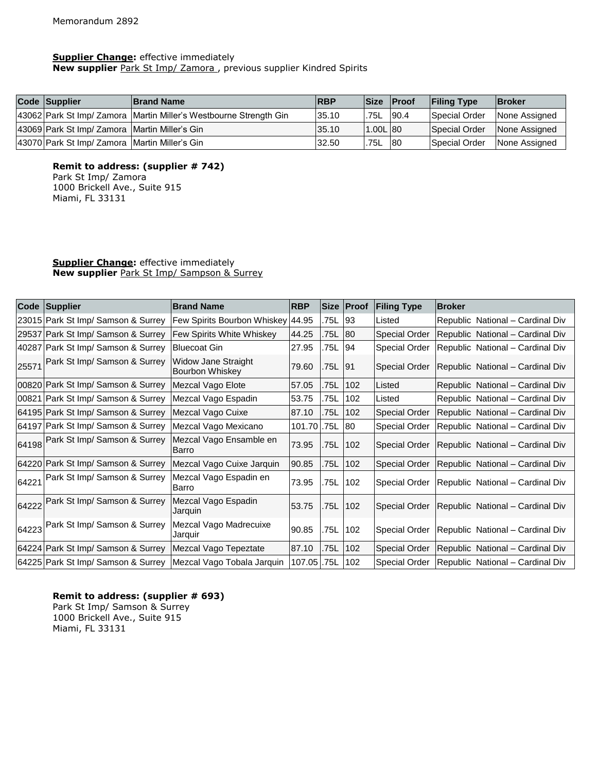Memorandum 2892

**Supplier Change:** effective immediately
**New supplier** Park St Imp/ Zamora , previous supplier Kindred Spirits

| Code | Supplier | Brand Name | RBP | Size | Proof | Filing Type | Broker |
|---|---|---|---|---|---|---|---|
| 43062 | Park St Imp/ Zamora | Martin Miller's Westbourne Strength Gin | 35.10 | .75L | 90.4 | Special Order | None Assigned |
| 43069 | Park St Imp/ Zamora | Martin Miller's Gin | 35.10 | 1.00L | 80 | Special Order | None Assigned |
| 43070 | Park St Imp/ Zamora | Martin Miller's Gin | 32.50 | .75L | 80 | Special Order | None Assigned |

**Remit to address: (supplier # 742)**
Park St Imp/ Zamora
1000 Brickell Ave., Suite 915
Miami, FL 33131

**Supplier Change:** effective immediately
**New supplier** Park St Imp/ Sampson & Surrey

| Code | Supplier | Brand Name | RBP | Size | Proof | Filing Type | Broker |
|---|---|---|---|---|---|---|---|
| 23015 | Park St Imp/ Samson & Surrey | Few Spirits Bourbon Whiskey | 44.95 | .75L | 93 | Listed | Republic National – Cardinal Div |
| 29537 | Park St Imp/ Samson & Surrey | Few Spirits White Whiskey | 44.25 | .75L | 80 | Special Order | Republic National – Cardinal Div |
| 40287 | Park St Imp/ Samson & Surrey | Bluecoat Gin | 27.95 | .75L | 94 | Special Order | Republic National – Cardinal Div |
| 25571 | Park St Imp/ Samson & Surrey | Widow Jane Straight Bourbon Whiskey | 79.60 | .75L | 91 | Special Order | Republic National – Cardinal Div |
| 00820 | Park St Imp/ Samson & Surrey | Mezcal Vago Elote | 57.05 | .75L | 102 | Listed | Republic National – Cardinal Div |
| 00821 | Park St Imp/ Samson & Surrey | Mezcal Vago Espadin | 53.75 | .75L | 102 | Listed | Republic National – Cardinal Div |
| 64195 | Park St Imp/ Samson & Surrey | Mezcal Vago Cuixe | 87.10 | .75L | 102 | Special Order | Republic National – Cardinal Div |
| 64197 | Park St Imp/ Samson & Surrey | Mezcal Vago Mexicano | 101.70 | .75L | 80 | Special Order | Republic National – Cardinal Div |
| 64198 | Park St Imp/ Samson & Surrey | Mezcal Vago Ensamble en Barro | 73.95 | .75L | 102 | Special Order | Republic National – Cardinal Div |
| 64220 | Park St Imp/ Samson & Surrey | Mezcal Vago Cuixe Jarquin | 90.85 | .75L | 102 | Special Order | Republic National – Cardinal Div |
| 64221 | Park St Imp/ Samson & Surrey | Mezcal Vago Espadin en Barro | 73.95 | .75L | 102 | Special Order | Republic National – Cardinal Div |
| 64222 | Park St Imp/ Samson & Surrey | Mezcal Vago Espadin Jarquin | 53.75 | .75L | 102 | Special Order | Republic National – Cardinal Div |
| 64223 | Park St Imp/ Samson & Surrey | Mezcal Vago Madrecuixe Jarquir | 90.85 | .75L | 102 | Special Order | Republic National – Cardinal Div |
| 64224 | Park St Imp/ Samson & Surrey | Mezcal Vago Tepeztate | 87.10 | .75L | 102 | Special Order | Republic National – Cardinal Div |
| 64225 | Park St Imp/ Samson & Surrey | Mezcal Vago Tobala Jarquin | 107.05 | .75L | 102 | Special Order | Republic National – Cardinal Div |

**Remit to address: (supplier # 693)**
Park St Imp/ Samson & Surrey
1000 Brickell Ave., Suite 915
Miami, FL 33131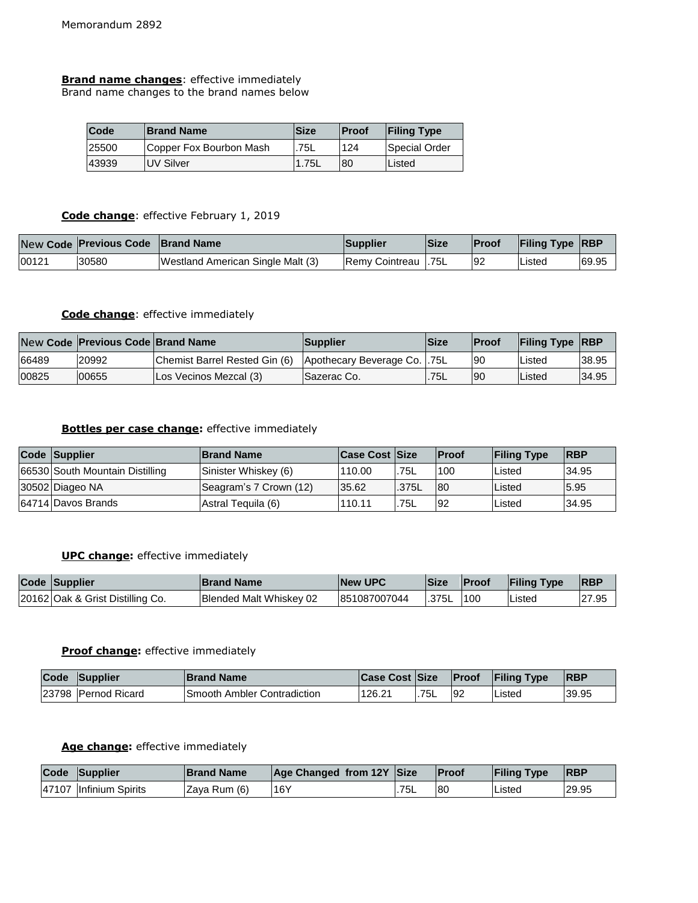Memorandum 2892

**Brand name changes**: effective immediately
Brand name changes to the brand names below

| Code | Brand Name | Size | Proof | Filing Type |
|---|---|---|---|---|
| 25500 | Copper Fox Bourbon Mash | .75L | 124 | Special Order |
| 43939 | UV Silver | 1.75L | 80 | Listed |

**Code change**: effective February 1, 2019

| New Code | Previous Code | Brand Name | Supplier | Size | Proof | Filing Type | RBP |
|---|---|---|---|---|---|---|---|
| 00121 | 30580 | Westland American Single Malt (3) | Remy Cointreau | .75L | 92 | Listed | 69.95 |

**Code change**: effective immediately

| New Code | Previous Code | Brand Name | Supplier | Size | Proof | Filing Type | RBP |
|---|---|---|---|---|---|---|---|
| 66489 | 20992 | Chemist Barrel Rested Gin (6) | Apothecary Beverage Co. | .75L | 90 | Listed | 38.95 |
| 00825 | 00655 | Los Vecinos Mezcal (3) | Sazerac Co. | .75L | 90 | Listed | 34.95 |

**Bottles per case change:** effective immediately

| Code | Supplier | Brand Name | Case Cost | Size | Proof | Filing Type | RBP |
|---|---|---|---|---|---|---|---|
| 66530 | South Mountain Distilling | Sinister Whiskey (6) | 110.00 | .75L | 100 | Listed | 34.95 |
| 30502 | Diageo NA | Seagram's 7 Crown (12) | 35.62 | .375L | 80 | Listed | 5.95 |
| 64714 | Davos Brands | Astral Tequila (6) | 110.11 | .75L | 92 | Listed | 34.95 |

**UPC change:** effective immediately

| Code | Supplier | Brand Name | New UPC | Size | Proof | Filing Type | RBP |
|---|---|---|---|---|---|---|---|
| 20162 | Oak & Grist Distilling Co. | Blended Malt Whiskey 02 | 851087007044 | .375L | 100 | Listed | 27.95 |

**Proof change:** effective immediately

| Code | Supplier | Brand Name | Case Cost | Size | Proof | Filing Type | RBP |
|---|---|---|---|---|---|---|---|
| 23798 | Pernod Ricard | Smooth Ambler Contradiction | 126.21 | .75L | 92 | Listed | 39.95 |

**Age change:** effective immediately

| Code | Supplier | Brand Name | Age Changed from 12Y | Size | Proof | Filing Type | RBP |
|---|---|---|---|---|---|---|---|
| 47107 | Infinium Spirits | Zaya Rum (6) | 16Y | .75L | 80 | Listed | 29.95 |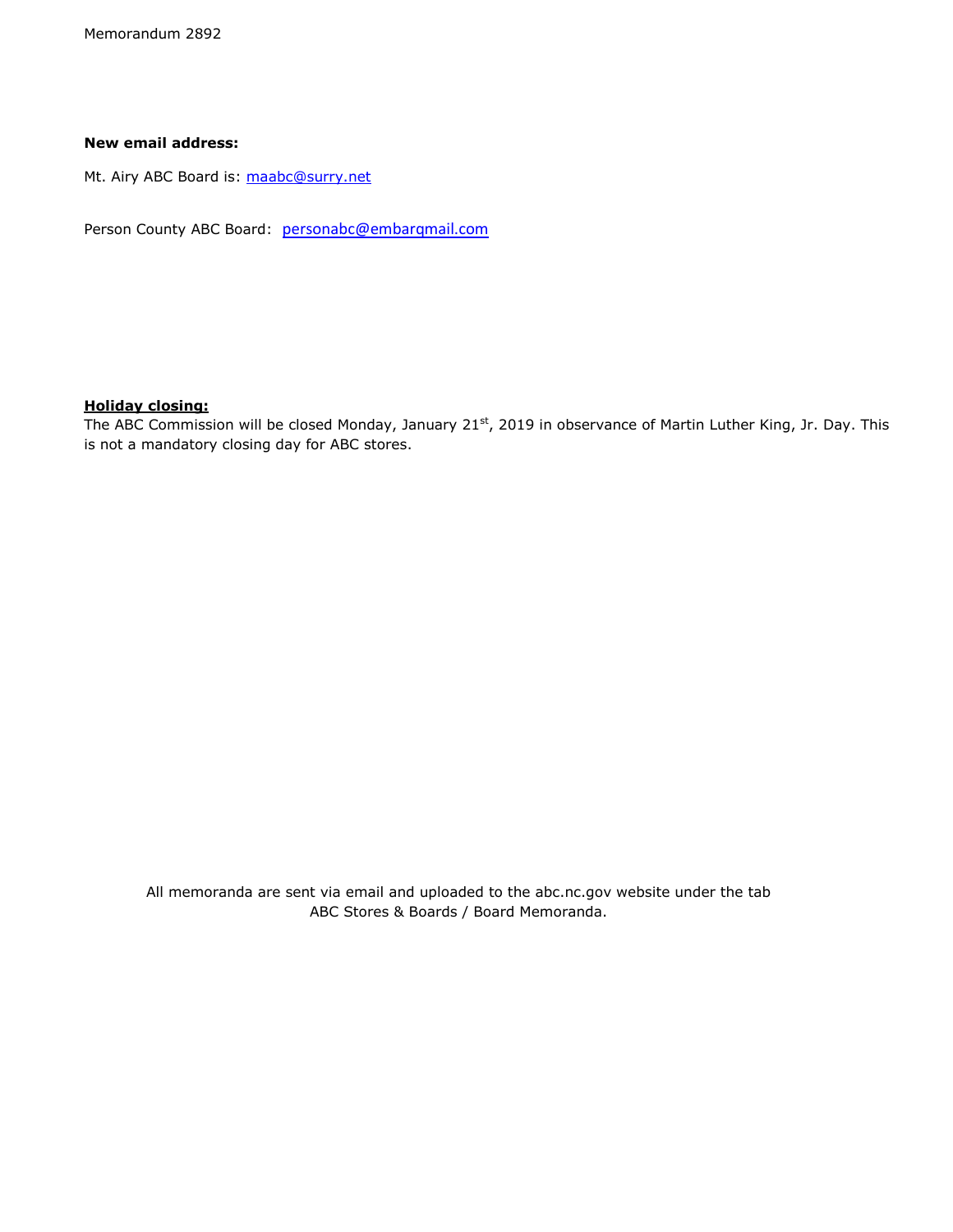**New email address:**

Mt. Airy ABC Board is: maabc@surry.net

Person County ABC Board: personabc@embarqmail.com

**Holiday closing:**

The ABC Commission will be closed Monday, January 21st, 2019 in observance of Martin Luther King, Jr. Day. This is not a mandatory closing day for ABC stores.

All memoranda are sent via email and uploaded to the abc.nc.gov website under the tab ABC Stores & Boards / Board Memoranda.